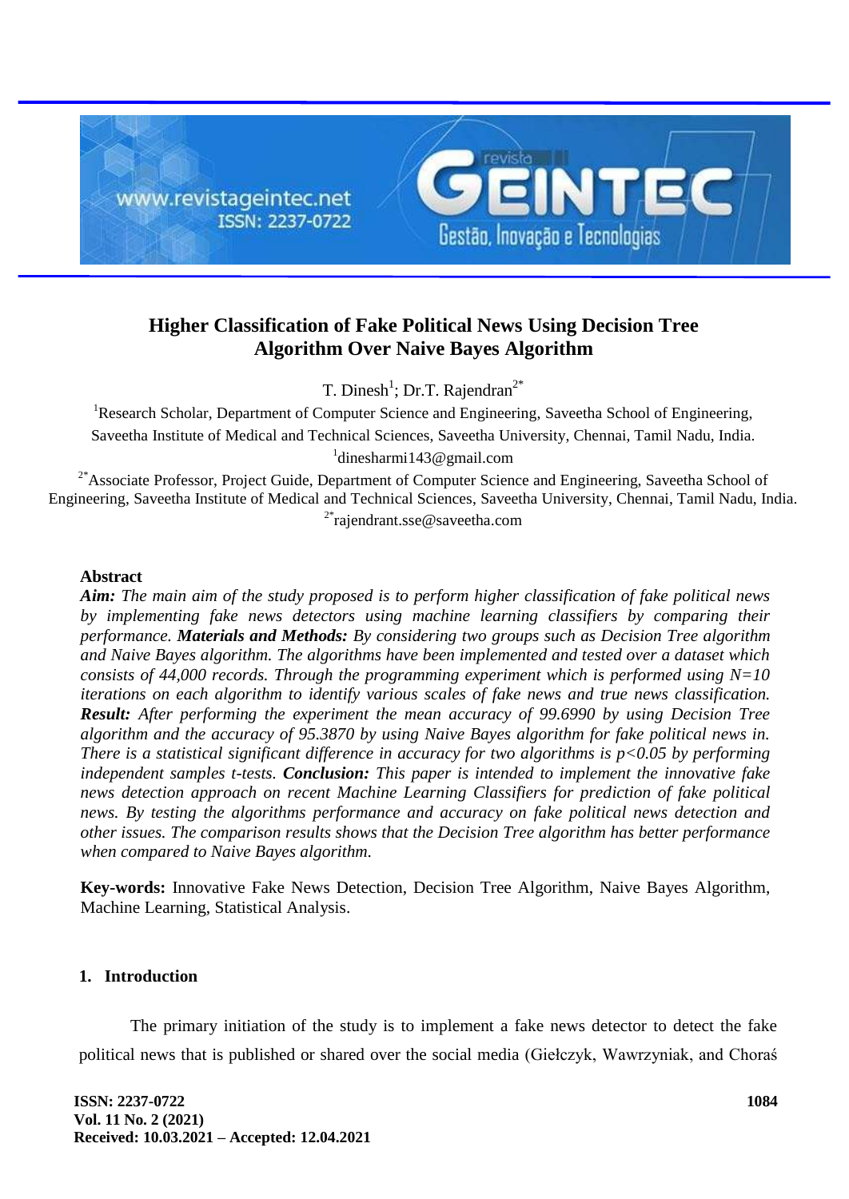# Higher Classification of Fake Political News Using Decision Tree Algorithm Over Naive Bayes Algorithm

T. Dinesh[1]; Dr.T. Rajendran[2*]

[1]Research Scholar, Department of Computer Science and Engineering, Saveetha School of Engineering, Saveetha Institute of Medical and Technical Sciences, Saveetha University, Chennai, Tamil Nadu, India.
[1]dinesharmi143@gmail.com

[2*]Associate Professor, Project Guide, Department of Computer Science and Engineering, Saveetha School of Engineering, Saveetha Institute of Medical and Technical Sciences, Saveetha University, Chennai, Tamil Nadu, India.
[2*]rajendrant.sse@saveetha.com

## Abstract

***Aim:*** *The main aim of the study proposed is to perform higher classification of fake political news by implementing fake news detectors using machine learning classifiers by comparing their performance.* ***Materials and Methods:*** *By considering two groups such as Decision Tree algorithm and Naive Bayes algorithm. The algorithms have been implemented and tested over a dataset which consists of 44,000 records. Through the programming experiment which is performed using N=10 iterations on each algorithm to identify various scales of fake news and true news classification.* ***Result:*** *After performing the experiment the mean accuracy of 99.6990 by using Decision Tree algorithm and the accuracy of 95.3870 by using Naive Bayes algorithm for fake political news in. There is a statistical significant difference in accuracy for two algorithms is $p<0.05$ by performing independent samples t-tests.* ***Conclusion:*** *This paper is intended to implement the innovative fake news detection approach on recent Machine Learning Classifiers for prediction of fake political news. By testing the algorithms performance and accuracy on fake political news detection and other issues. The comparison results shows that the Decision Tree algorithm has better performance when compared to Naive Bayes algorithm.*

**Key-words:** Innovative Fake News Detection, Decision Tree Algorithm, Naive Bayes Algorithm, Machine Learning, Statistical Analysis.

## 1. Introduction

The primary initiation of the study is to implement a fake news detector to detect the fake political news that is published or shared over the social media (Giełczyk, Wawrzyniak, and Choraś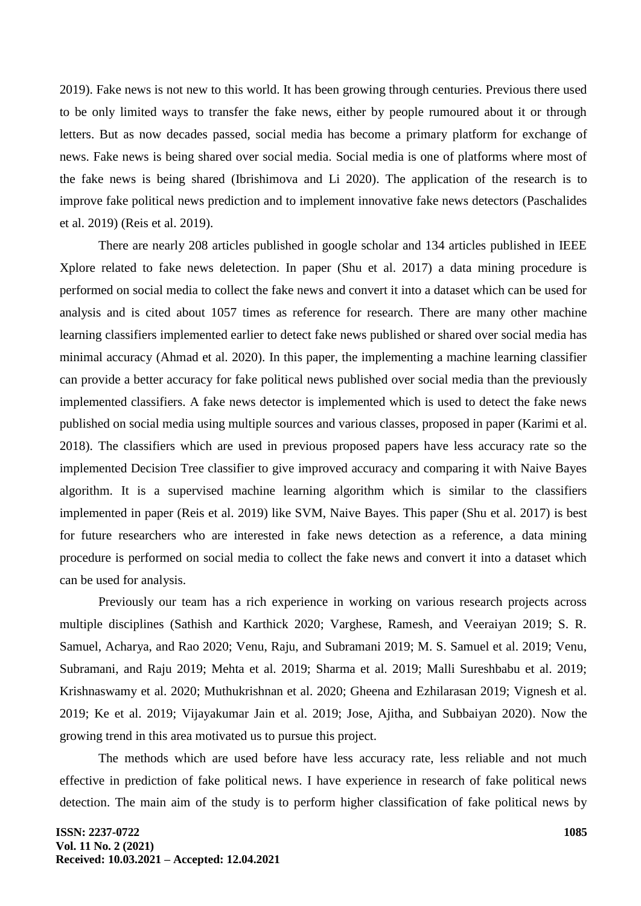2019). Fake news is not new to this world. It has been growing through centuries. Previous there used to be only limited ways to transfer the fake news, either by people rumoured about it or through letters. But as now decades passed, social media has become a primary platform for exchange of news. Fake news is being shared over social media. Social media is one of platforms where most of the fake news is being shared (Ibrishimova and Li 2020). The application of the research is to improve fake political news prediction and to implement innovative fake news detectors (Paschalides et al. 2019) (Reis et al. 2019).

There are nearly 208 articles published in google scholar and 134 articles published in IEEE Xplore related to fake news deletection. In paper (Shu et al. 2017) a data mining procedure is performed on social media to collect the fake news and convert it into a dataset which can be used for analysis and is cited about 1057 times as reference for research. There are many other machine learning classifiers implemented earlier to detect fake news published or shared over social media has minimal accuracy (Ahmad et al. 2020). In this paper, the implementing a machine learning classifier can provide a better accuracy for fake political news published over social media than the previously implemented classifiers. A fake news detector is implemented which is used to detect the fake news published on social media using multiple sources and various classes, proposed in paper (Karimi et al. 2018). The classifiers which are used in previous proposed papers have less accuracy rate so the implemented Decision Tree classifier to give improved accuracy and comparing it with Naive Bayes algorithm. It is a supervised machine learning algorithm which is similar to the classifiers implemented in paper (Reis et al. 2019) like SVM, Naive Bayes. This paper (Shu et al. 2017) is best for future researchers who are interested in fake news detection as a reference, a data mining procedure is performed on social media to collect the fake news and convert it into a dataset which can be used for analysis.

Previously our team has a rich experience in working on various research projects across multiple disciplines (Sathish and Karthick 2020; Varghese, Ramesh, and Veeraiyan 2019; S. R. Samuel, Acharya, and Rao 2020; Venu, Raju, and Subramani 2019; M. S. Samuel et al. 2019; Venu, Subramani, and Raju 2019; Mehta et al. 2019; Sharma et al. 2019; Malli Sureshbabu et al. 2019; Krishnaswamy et al. 2020; Muthukrishnan et al. 2020; Gheena and Ezhilarasan 2019; Vignesh et al. 2019; Ke et al. 2019; Vijayakumar Jain et al. 2019; Jose, Ajitha, and Subbaiyan 2020). Now the growing trend in this area motivated us to pursue this project.

The methods which are used before have less accuracy rate, less reliable and not much effective in prediction of fake political news. I have experience in research of fake political news detection. The main aim of the study is to perform higher classification of fake political news by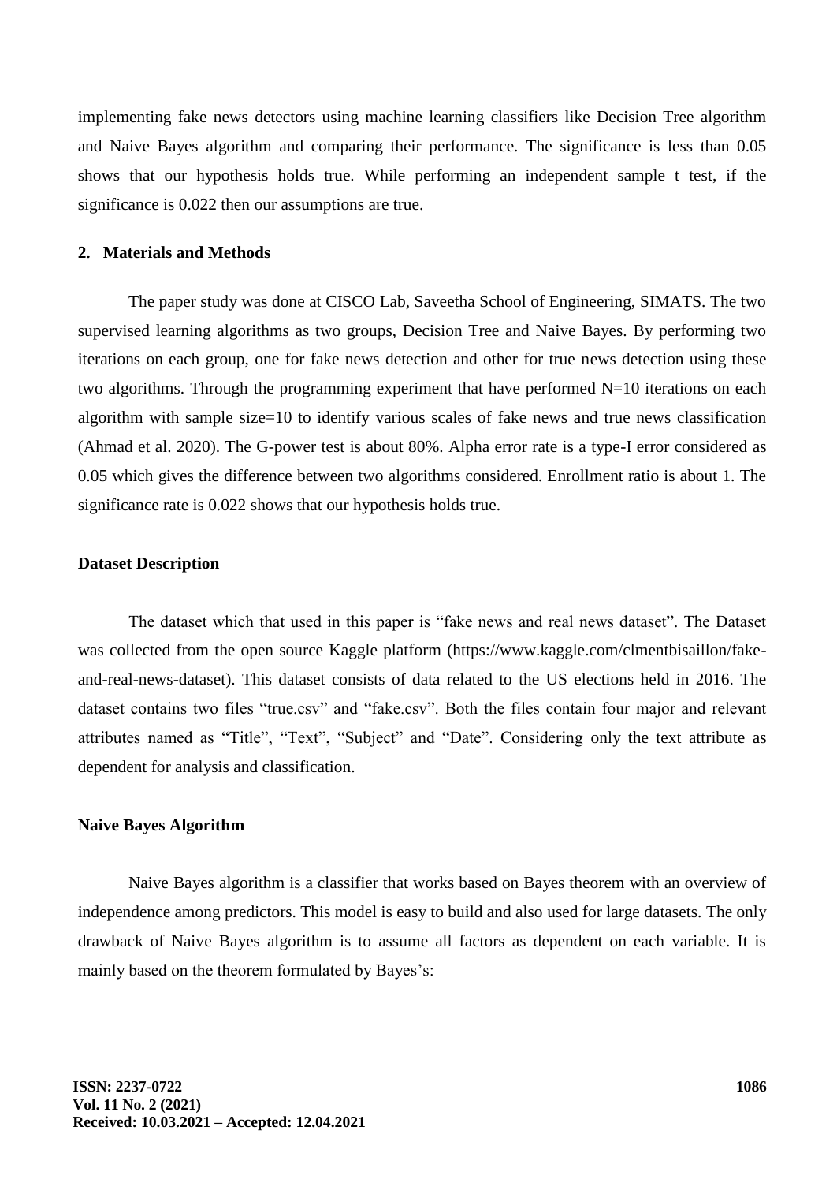implementing fake news detectors using machine learning classifiers like Decision Tree algorithm and Naive Bayes algorithm and comparing their performance. The significance is less than 0.05 shows that our hypothesis holds true. While performing an independent sample t test, if the significance is 0.022 then our assumptions are true.

## 2. Materials and Methods

The paper study was done at CISCO Lab, Saveetha School of Engineering, SIMATS. The two supervised learning algorithms as two groups, Decision Tree and Naive Bayes. By performing two iterations on each group, one for fake news detection and other for true news detection using these two algorithms. Through the programming experiment that have performed N=10 iterations on each algorithm with sample size=10 to identify various scales of fake news and true news classification (Ahmad et al. 2020). The G-power test is about 80%. Alpha error rate is a type-I error considered as 0.05 which gives the difference between two algorithms considered. Enrollment ratio is about 1. The significance rate is 0.022 shows that our hypothesis holds true.

### Dataset Description

The dataset which that used in this paper is “fake news and real news dataset”. The Dataset was collected from the open source Kaggle platform (https://www.kaggle.com/clmentbisaillon/fake-and-real-news-dataset). This dataset consists of data related to the US elections held in 2016. The dataset contains two files “true.csv” and “fake.csv”. Both the files contain four major and relevant attributes named as “Title”, “Text”, “Subject” and “Date”. Considering only the text attribute as dependent for analysis and classification.

### Naive Bayes Algorithm

Naive Bayes algorithm is a classifier that works based on Bayes theorem with an overview of independence among predictors. This model is easy to build and also used for large datasets. The only drawback of Naive Bayes algorithm is to assume all factors as dependent on each variable. It is mainly based on the theorem formulated by Bayes’s: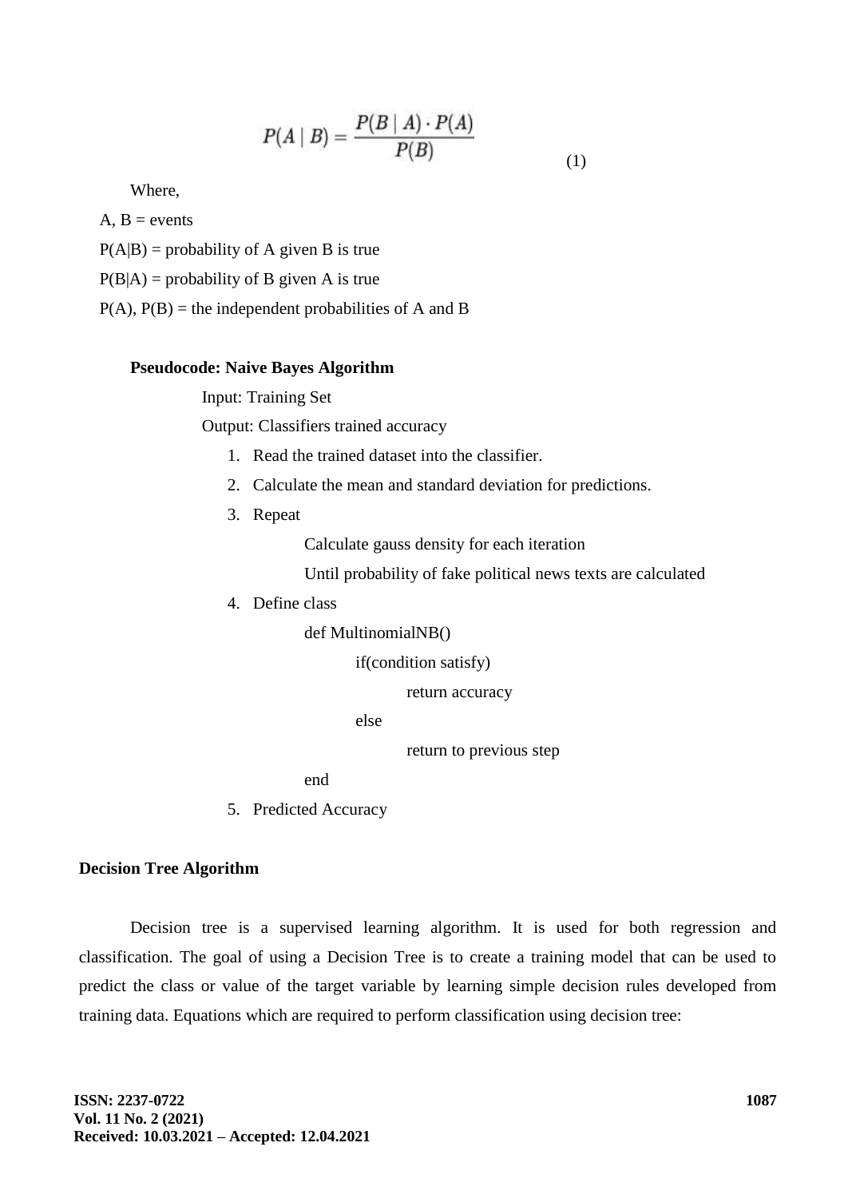$$P(A \mid B) = \frac{P(B \mid A) \cdot P(A)}{P(B)} \tag{1}$$

Where,

A, B = events

P(A|B) = probability of A given B is true

P(B|A) = probability of B given A is true

P(A), P(B) = the independent probabilities of A and B

**Pseudocode: Naive Bayes Algorithm**

Input: Training Set

Output: Classifiers trained accuracy

1. Read the trained dataset into the classifier.
2. Calculate the mean and standard deviation for predictions.
3. Repeat

    Calculate gauss density for each iteration

    Until probability of fake political news texts are calculated
4. Define class

    def MultinomialNB()

        if(condition satisfy)

            return accuracy

        else

            return to previous step

    end
5. Predicted Accuracy

**Decision Tree Algorithm**

Decision tree is a supervised learning algorithm. It is used for both regression and classification. The goal of using a Decision Tree is to create a training model that can be used to predict the class or value of the target variable by learning simple decision rules developed from training data. Equations which are required to perform classification using decision tree: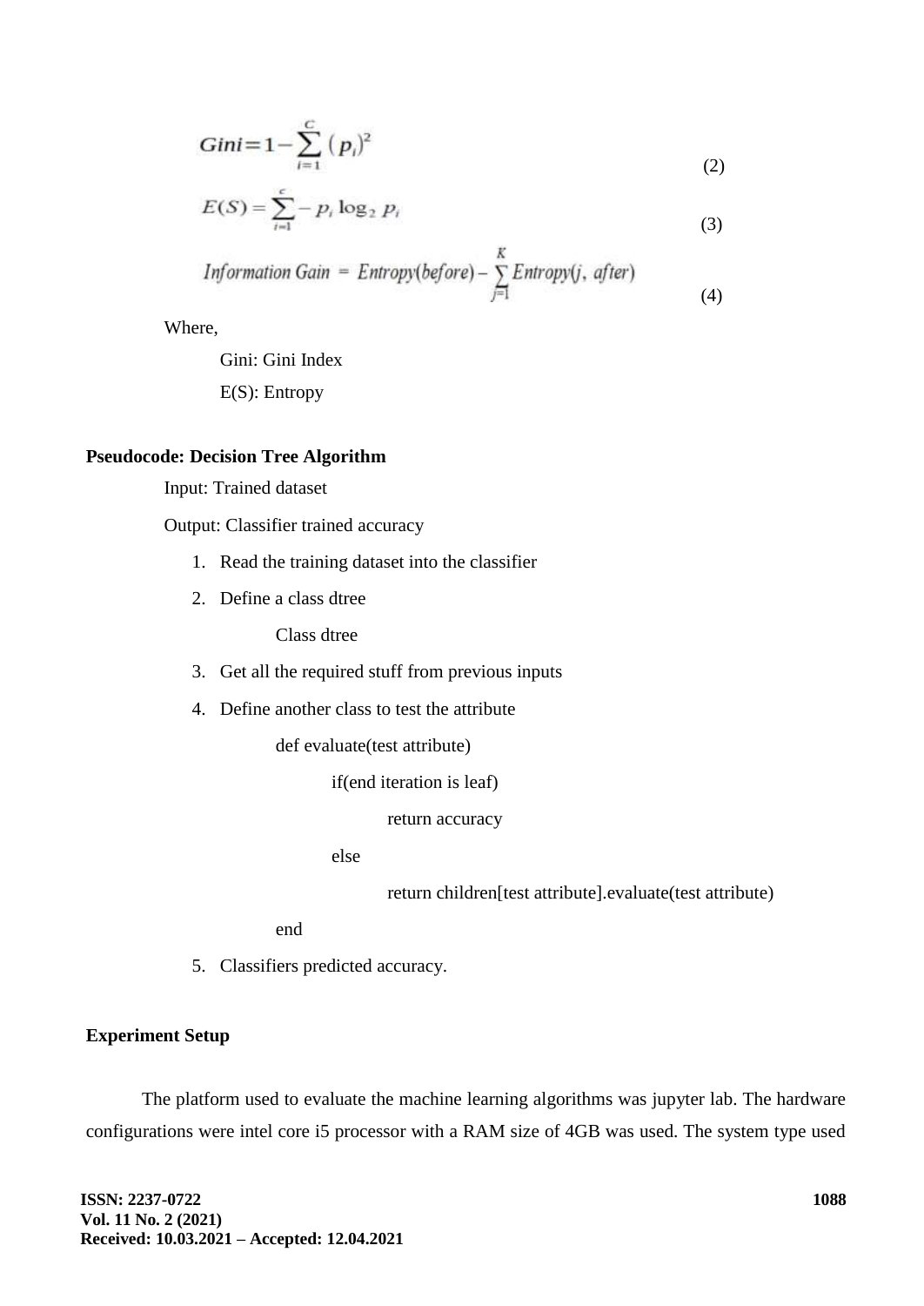$$Gini = 1 - \sum_{i=1}^{C} (p_i)^2 \tag{2}$$

$$E(S) = \sum_{i=1}^{c} - p_i \log_2 p_i \tag{3}$$

$$Information\ Gain = Entropy(before) - \sum_{j=1}^{K} Entropy(j,\ after) \tag{4}$$

Where,

Gini: Gini Index

E(S): Entropy

**Pseudocode: Decision Tree Algorithm**

Input: Trained dataset

Output: Classifier trained accuracy

1. Read the training dataset into the classifier
2. Define a class dtree

   Class dtree

3. Get all the required stuff from previous inputs
4. Define another class to test the attribute

```
def evaluate(test attribute)
        if(end iteration is leaf)
                return accuracy
        else
                return children[test attribute].evaluate(test attribute)
end
```

5. Classifiers predicted accuracy.

**Experiment Setup**

The platform used to evaluate the machine learning algorithms was jupyter lab. The hardware configurations were intel core i5 processor with a RAM size of 4GB was used. The system type used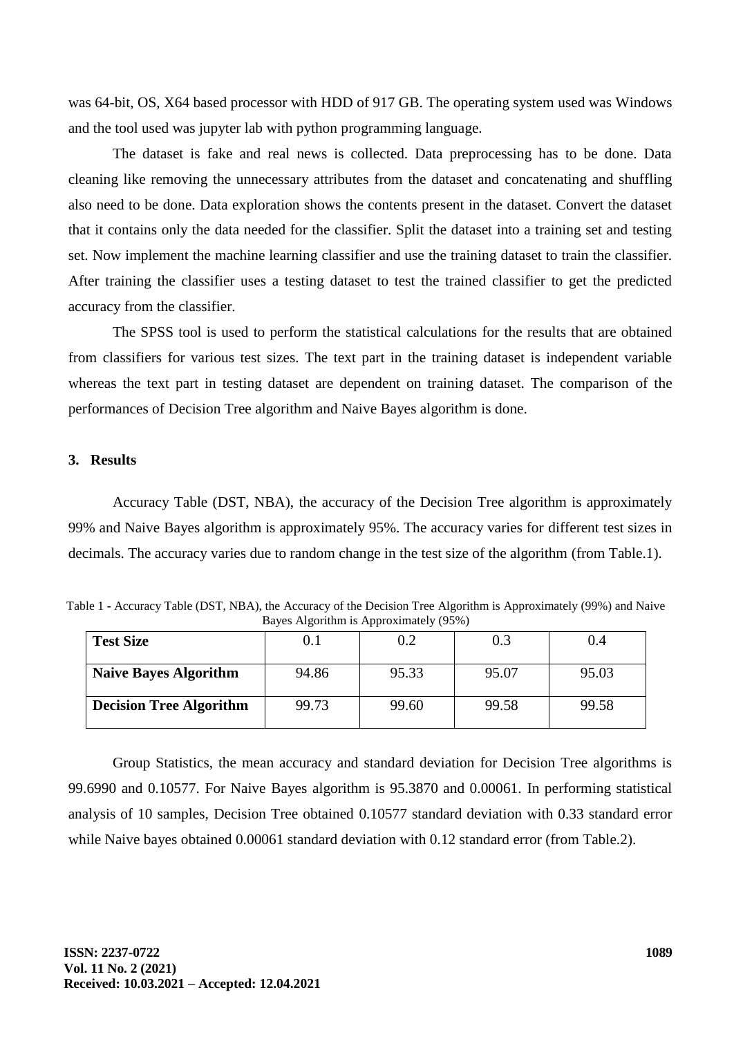was 64-bit, OS, X64 based processor with HDD of 917 GB. The operating system used was Windows and the tool used was jupyter lab with python programming language.

The dataset is fake and real news is collected. Data preprocessing has to be done. Data cleaning like removing the unnecessary attributes from the dataset and concatenating and shuffling also need to be done. Data exploration shows the contents present in the dataset. Convert the dataset that it contains only the data needed for the classifier. Split the dataset into a training set and testing set. Now implement the machine learning classifier and use the training dataset to train the classifier. After training the classifier uses a testing dataset to test the trained classifier to get the predicted accuracy from the classifier.

The SPSS tool is used to perform the statistical calculations for the results that are obtained from classifiers for various test sizes. The text part in the training dataset is independent variable whereas the text part in testing dataset are dependent on training dataset. The comparison of the performances of Decision Tree algorithm and Naive Bayes algorithm is done.

## 3. Results

Accuracy Table (DST, NBA), the accuracy of the Decision Tree algorithm is approximately 99% and Naive Bayes algorithm is approximately 95%. The accuracy varies for different test sizes in decimals. The accuracy varies due to random change in the test size of the algorithm (from Table.1).

Table 1 - Accuracy Table (DST, NBA), the Accuracy of the Decision Tree Algorithm is Approximately (99%) and Naive Bayes Algorithm is Approximately (95%)

| **Test Size** | 0.1 | 0.2 | 0.3 | 0.4 |
|---|---|---|---|---|
| **Naive Bayes Algorithm** | 94.86 | 95.33 | 95.07 | 95.03 |
| **Decision Tree Algorithm** | 99.73 | 99.60 | 99.58 | 99.58 |

Group Statistics, the mean accuracy and standard deviation for Decision Tree algorithms is 99.6990 and 0.10577. For Naive Bayes algorithm is 95.3870 and 0.00061. In performing statistical analysis of 10 samples, Decision Tree obtained 0.10577 standard deviation with 0.33 standard error while Naive bayes obtained 0.00061 standard deviation with 0.12 standard error (from Table.2).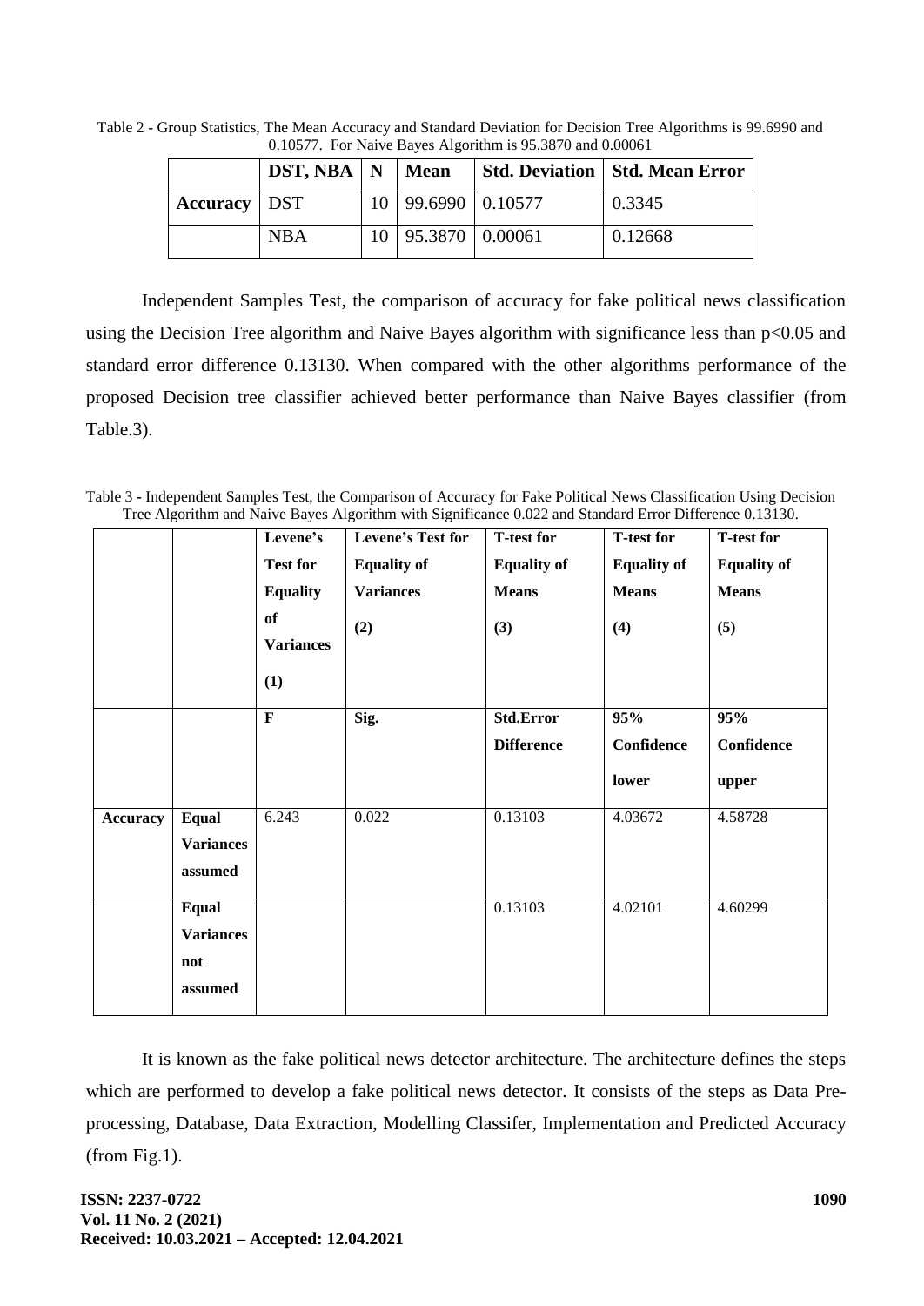Table 2 - Group Statistics, The Mean Accuracy and Standard Deviation for Decision Tree Algorithms is 99.6990 and 0.10577. For Naive Bayes Algorithm is 95.3870 and 0.00061

| | DST, NBA | N | Mean | Std. Deviation | Std. Mean Error |
|---|---|---|---|---|---|
| Accuracy | DST | 10 | 99.6990 | 0.10577 | 0.3345 |
| | NBA | 10 | 95.3870 | 0.00061 | 0.12668 |

Independent Samples Test, the comparison of accuracy for fake political news classification using the Decision Tree algorithm and Naive Bayes algorithm with significance less than $p<0.05$ and standard error difference 0.13130. When compared with the other algorithms performance of the proposed Decision tree classifier achieved better performance than Naive Bayes classifier (from Table.3).

Table 3 - Independent Samples Test, the Comparison of Accuracy for Fake Political News Classification Using Decision Tree Algorithm and Naive Bayes Algorithm with Significance 0.022 and Standard Error Difference 0.13130.

| | | Levene's Test for Equality of Variances (1) | Levene's Test for Equality of Variances (2) | T-test for Equality of Means (3) | T-test for Equality of Means (4) | T-test for Equality of Means (5) |
|---|---|---|---|---|---|---|
| | | **F** | **Sig.** | **Std.Error Difference** | **95% Confidence lower** | **95% Confidence upper** |
| **Accuracy** | **Equal Variances assumed** | 6.243 | 0.022 | 0.13103 | 4.03672 | 4.58728 |
| | **Equal Variances not assumed** | | | 0.13103 | 4.02101 | 4.60299 |

It is known as the fake political news detector architecture. The architecture defines the steps which are performed to develop a fake political news detector. It consists of the steps as Data Pre-processing, Database, Data Extraction, Modelling Classifer, Implementation and Predicted Accuracy (from Fig.1).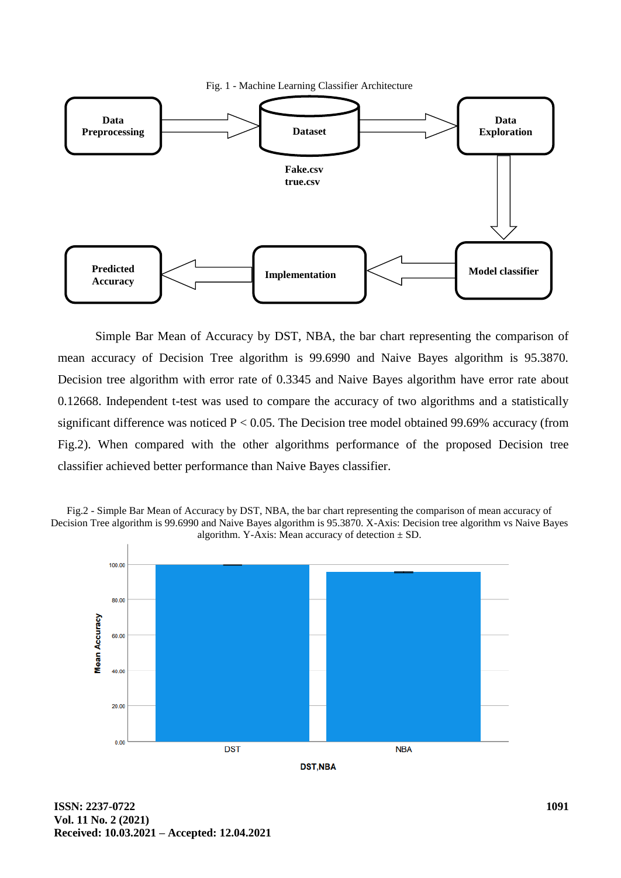Fig. 1 - Machine Learning Classifier Architecture

Simple Bar Mean of Accuracy by DST, NBA, the bar chart representing the comparison of mean accuracy of Decision Tree algorithm is 99.6990 and Naive Bayes algorithm is 95.3870. Decision tree algorithm with error rate of 0.3345 and Naive Bayes algorithm have error rate about 0.12668. Independent t-test was used to compare the accuracy of two algorithms and a statistically significant difference was noticed $P < 0.05$. The Decision tree model obtained 99.69% accuracy (from Fig.2). When compared with the other algorithms performance of the proposed Decision tree classifier achieved better performance than Naive Bayes classifier.

Fig.2 - Simple Bar Mean of Accuracy by DST, NBA, the bar chart representing the comparison of mean accuracy of Decision Tree algorithm is 99.6990 and Naive Bayes algorithm is 95.3870. X-Axis: Decision tree algorithm vs Naive Bayes algorithm. Y-Axis: Mean accuracy of detection ± SD.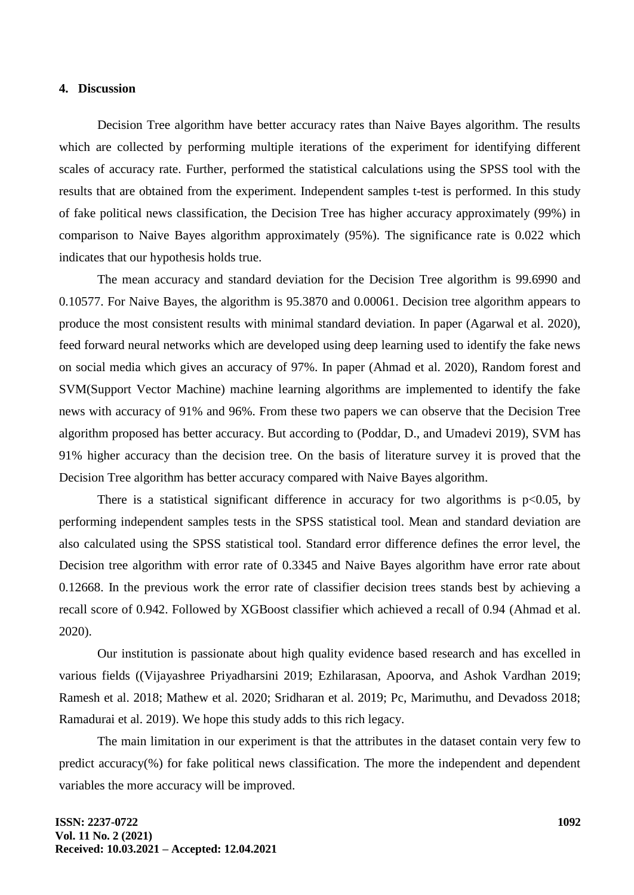## 4. Discussion

Decision Tree algorithm have better accuracy rates than Naive Bayes algorithm. The results which are collected by performing multiple iterations of the experiment for identifying different scales of accuracy rate. Further, performed the statistical calculations using the SPSS tool with the results that are obtained from the experiment. Independent samples t-test is performed. In this study of fake political news classification, the Decision Tree has higher accuracy approximately (99%) in comparison to Naive Bayes algorithm approximately (95%). The significance rate is 0.022 which indicates that our hypothesis holds true.

The mean accuracy and standard deviation for the Decision Tree algorithm is 99.6990 and 0.10577. For Naive Bayes, the algorithm is 95.3870 and 0.00061. Decision tree algorithm appears to produce the most consistent results with minimal standard deviation. In paper (Agarwal et al. 2020), feed forward neural networks which are developed using deep learning used to identify the fake news on social media which gives an accuracy of 97%. In paper (Ahmad et al. 2020), Random forest and SVM(Support Vector Machine) machine learning algorithms are implemented to identify the fake news with accuracy of 91% and 96%. From these two papers we can observe that the Decision Tree algorithm proposed has better accuracy. But according to (Poddar, D., and Umadevi 2019), SVM has 91% higher accuracy than the decision tree. On the basis of literature survey it is proved that the Decision Tree algorithm has better accuracy compared with Naive Bayes algorithm.

There is a statistical significant difference in accuracy for two algorithms is $p<0.05$, by performing independent samples tests in the SPSS statistical tool. Mean and standard deviation are also calculated using the SPSS statistical tool. Standard error difference defines the error level, the Decision tree algorithm with error rate of 0.3345 and Naive Bayes algorithm have error rate about 0.12668. In the previous work the error rate of classifier decision trees stands best by achieving a recall score of 0.942. Followed by XGBoost classifier which achieved a recall of 0.94 (Ahmad et al. 2020).

Our institution is passionate about high quality evidence based research and has excelled in various fields ((Vijayashree Priyadharsini 2019; Ezhilarasan, Apoorva, and Ashok Vardhan 2019; Ramesh et al. 2018; Mathew et al. 2020; Sridharan et al. 2019; Pc, Marimuthu, and Devadoss 2018; Ramadurai et al. 2019). We hope this study adds to this rich legacy.

The main limitation in our experiment is that the attributes in the dataset contain very few to predict accuracy(%) for fake political news classification. The more the independent and dependent variables the more accuracy will be improved.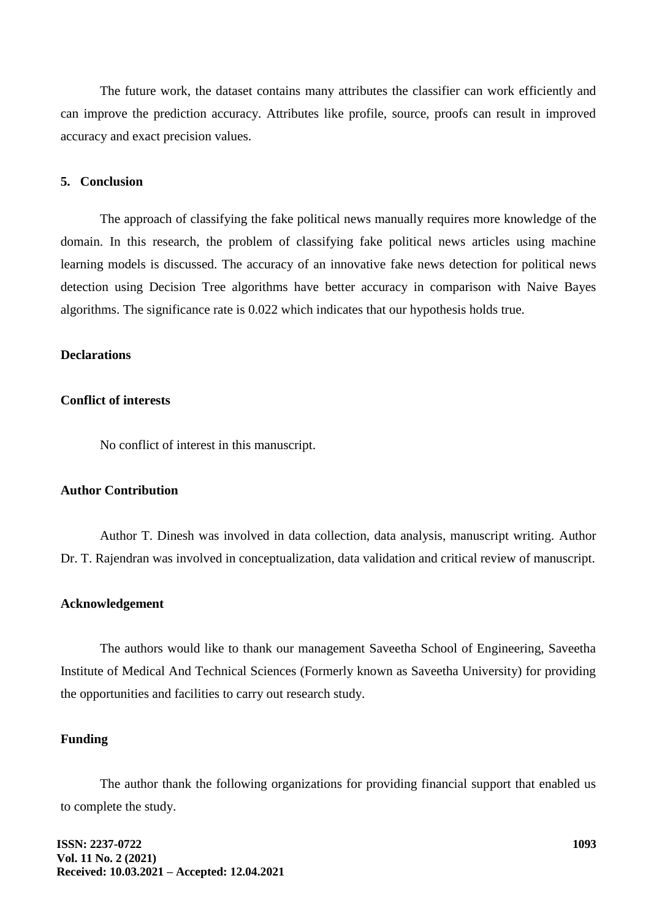The future work, the dataset contains many attributes the classifier can work efficiently and can improve the prediction accuracy. Attributes like profile, source, proofs can result in improved accuracy and exact precision values.

## 5. Conclusion

The approach of classifying the fake political news manually requires more knowledge of the domain. In this research, the problem of classifying fake political news articles using machine learning models is discussed. The accuracy of an innovative fake news detection for political news detection using Decision Tree algorithms have better accuracy in comparison with Naive Bayes algorithms. The significance rate is 0.022 which indicates that our hypothesis holds true.

### Declarations

### Conflict of interests

No conflict of interest in this manuscript.

### Author Contribution

Author T. Dinesh was involved in data collection, data analysis, manuscript writing. Author Dr. T. Rajendran was involved in conceptualization, data validation and critical review of manuscript.

### Acknowledgement

The authors would like to thank our management Saveetha School of Engineering, Saveetha Institute of Medical And Technical Sciences (Formerly known as Saveetha University) for providing the opportunities and facilities to carry out research study.

### Funding

The author thank the following organizations for providing financial support that enabled us to complete the study.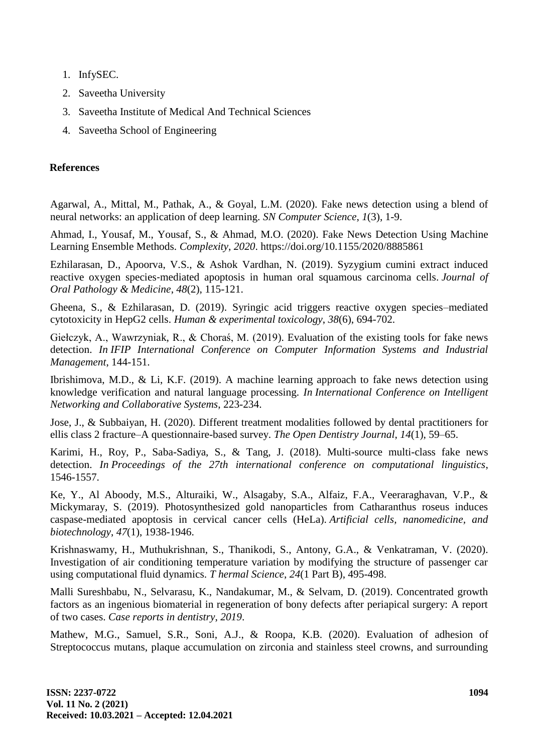1. InfySEC.
2. Saveetha University
3. Saveetha Institute of Medical And Technical Sciences
4. Saveetha School of Engineering

## References

Agarwal, A., Mittal, M., Pathak, A., & Goyal, L.M. (2020). Fake news detection using a blend of neural networks: an application of deep learning. *SN Computer Science*, *1*(3), 1-9.

Ahmad, I., Yousaf, M., Yousaf, S., & Ahmad, M.O. (2020). Fake News Detection Using Machine Learning Ensemble Methods. *Complexity*, *2020*. https://doi.org/10.1155/2020/8885861

Ezhilarasan, D., Apoorva, V.S., & Ashok Vardhan, N. (2019). Syzygium cumini extract induced reactive oxygen species‐mediated apoptosis in human oral squamous carcinoma cells. *Journal of Oral Pathology & Medicine*, *48*(2), 115-121.

Gheena, S., & Ezhilarasan, D. (2019). Syringic acid triggers reactive oxygen species–mediated cytotoxicity in HepG2 cells. *Human & experimental toxicology*, *38*(6), 694-702.

Giełczyk, A., Wawrzyniak, R., & Choraś, M. (2019). Evaluation of the existing tools for fake news detection. *In IFIP International Conference on Computer Information Systems and Industrial Management*, 144-151.

Ibrishimova, M.D., & Li, K.F. (2019). A machine learning approach to fake news detection using knowledge verification and natural language processing. *In International Conference on Intelligent Networking and Collaborative Systems*, 223-234.

Jose, J., & Subbaiyan, H. (2020). Different treatment modalities followed by dental practitioners for ellis class 2 fracture–A questionnaire-based survey. *The Open Dentistry Journal*, *14*(1), 59–65.

Karimi, H., Roy, P., Saba-Sadiya, S., & Tang, J. (2018). Multi-source multi-class fake news detection. *In Proceedings of the 27th international conference on computational linguistics*, 1546-1557.

Ke, Y., Al Aboody, M.S., Alturaiki, W., Alsagaby, S.A., Alfaiz, F.A., Veeraraghavan, V.P., & Mickymaray, S. (2019). Photosynthesized gold nanoparticles from Catharanthus roseus induces caspase-mediated apoptosis in cervical cancer cells (HeLa). *Artificial cells, nanomedicine, and biotechnology*, *47*(1), 1938-1946.

Krishnaswamy, H., Muthukrishnan, S., Thanikodi, S., Antony, G.A., & Venkatraman, V. (2020). Investigation of air conditioning temperature variation by modifying the structure of passenger car using computational fluid dynamics. *T hermal Science*, *24*(1 Part B), 495-498.

Malli Sureshbabu, N., Selvarasu, K., Nandakumar, M., & Selvam, D. (2019). Concentrated growth factors as an ingenious biomaterial in regeneration of bony defects after periapical surgery: A report of two cases. *Case reports in dentistry*, *2019*.

Mathew, M.G., Samuel, S.R., Soni, A.J., & Roopa, K.B. (2020). Evaluation of adhesion of Streptococcus mutans, plaque accumulation on zirconia and stainless steel crowns, and surrounding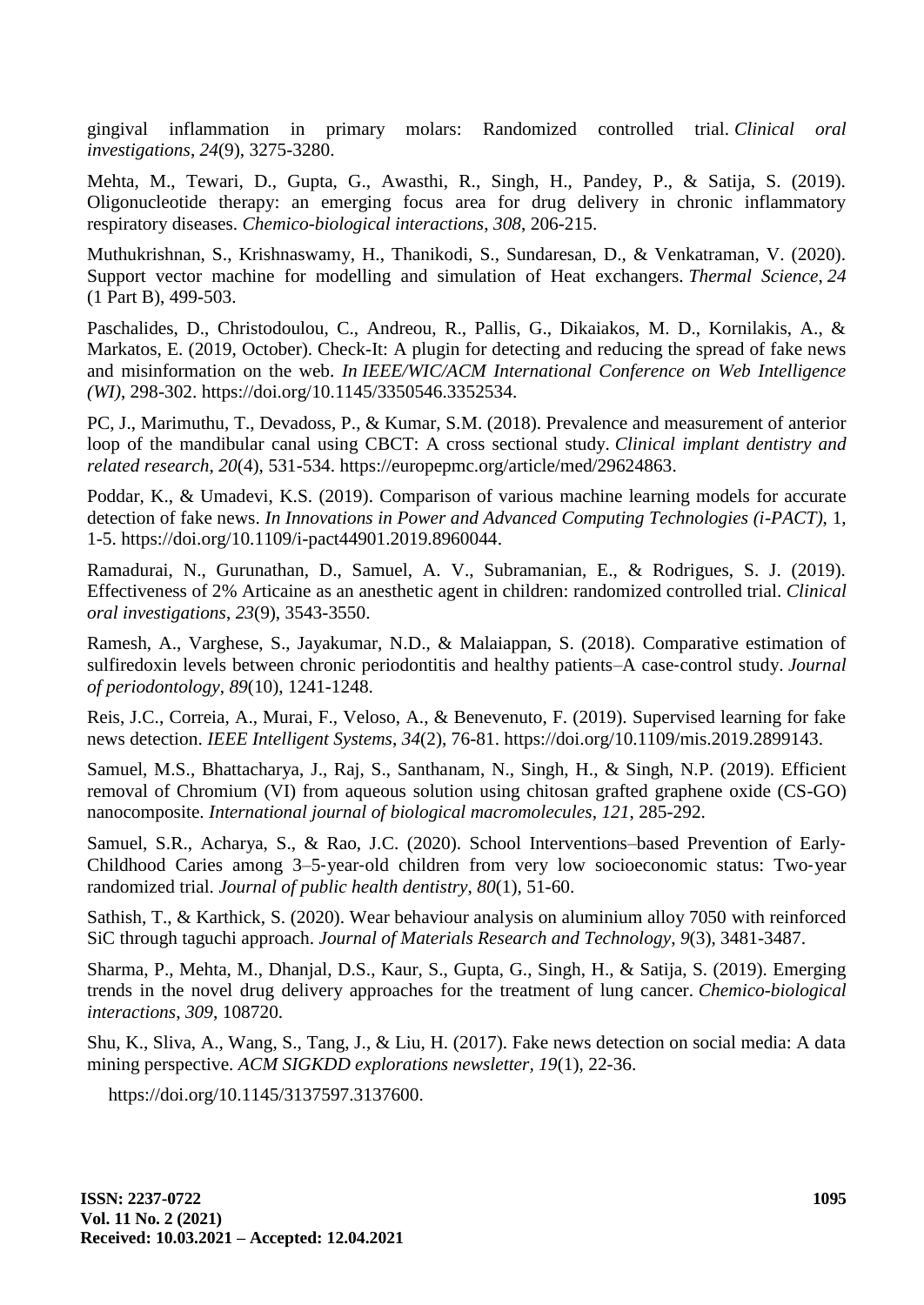gingival inflammation in primary molars: Randomized controlled trial. *Clinical oral investigations*, *24*(9), 3275-3280.

Mehta, M., Tewari, D., Gupta, G., Awasthi, R., Singh, H., Pandey, P., & Satija, S. (2019). Oligonucleotide therapy: an emerging focus area for drug delivery in chronic inflammatory respiratory diseases. *Chemico-biological interactions*, *308*, 206-215.

Muthukrishnan, S., Krishnaswamy, H., Thanikodi, S., Sundaresan, D., & Venkatraman, V. (2020). Support vector machine for modelling and simulation of Heat exchangers. *Thermal Science*, *24* (1 Part B), 499-503.

Paschalides, D., Christodoulou, C., Andreou, R., Pallis, G., Dikaiakos, M. D., Kornilakis, A., & Markatos, E. (2019, October). Check-It: A plugin for detecting and reducing the spread of fake news and misinformation on the web. *In IEEE/WIC/ACM International Conference on Web Intelligence (WI)*, 298-302. https://doi.org/10.1145/3350546.3352534.

PC, J., Marimuthu, T., Devadoss, P., & Kumar, S.M. (2018). Prevalence and measurement of anterior loop of the mandibular canal using CBCT: A cross sectional study. *Clinical implant dentistry and related research*, *20*(4), 531-534. https://europepmc.org/article/med/29624863.

Poddar, K., & Umadevi, K.S. (2019). Comparison of various machine learning models for accurate detection of fake news. *In Innovations in Power and Advanced Computing Technologies (i-PACT)*, 1, 1-5. https://doi.org/10.1109/i-pact44901.2019.8960044.

Ramadurai, N., Gurunathan, D., Samuel, A. V., Subramanian, E., & Rodrigues, S. J. (2019). Effectiveness of 2% Articaine as an anesthetic agent in children: randomized controlled trial. *Clinical oral investigations*, *23*(9), 3543-3550.

Ramesh, A., Varghese, S., Jayakumar, N.D., & Malaiappan, S. (2018). Comparative estimation of sulfiredoxin levels between chronic periodontitis and healthy patients–A case‐control study. *Journal of periodontology*, *89*(10), 1241-1248.

Reis, J.C., Correia, A., Murai, F., Veloso, A., & Benevenuto, F. (2019). Supervised learning for fake news detection. *IEEE Intelligent Systems*, *34*(2), 76-81. https://doi.org/10.1109/mis.2019.2899143.

Samuel, M.S., Bhattacharya, J., Raj, S., Santhanam, N., Singh, H., & Singh, N.P. (2019). Efficient removal of Chromium (VI) from aqueous solution using chitosan grafted graphene oxide (CS-GO) nanocomposite. *International journal of biological macromolecules*, *121*, 285-292.

Samuel, S.R., Acharya, S., & Rao, J.C. (2020). School Interventions–based Prevention of Early‐Childhood Caries among 3–5‐year‐old children from very low socioeconomic status: Two‐year randomized trial. *Journal of public health dentistry*, *80*(1), 51-60.

Sathish, T., & Karthick, S. (2020). Wear behaviour analysis on aluminium alloy 7050 with reinforced SiC through taguchi approach. *Journal of Materials Research and Technology*, *9*(3), 3481-3487.

Sharma, P., Mehta, M., Dhanjal, D.S., Kaur, S., Gupta, G., Singh, H., & Satija, S. (2019). Emerging trends in the novel drug delivery approaches for the treatment of lung cancer. *Chemico-biological interactions*, *309*, 108720.

Shu, K., Sliva, A., Wang, S., Tang, J., & Liu, H. (2017). Fake news detection on social media: A data mining perspective. *ACM SIGKDD explorations newsletter*, *19*(1), 22-36.

https://doi.org/10.1145/3137597.3137600.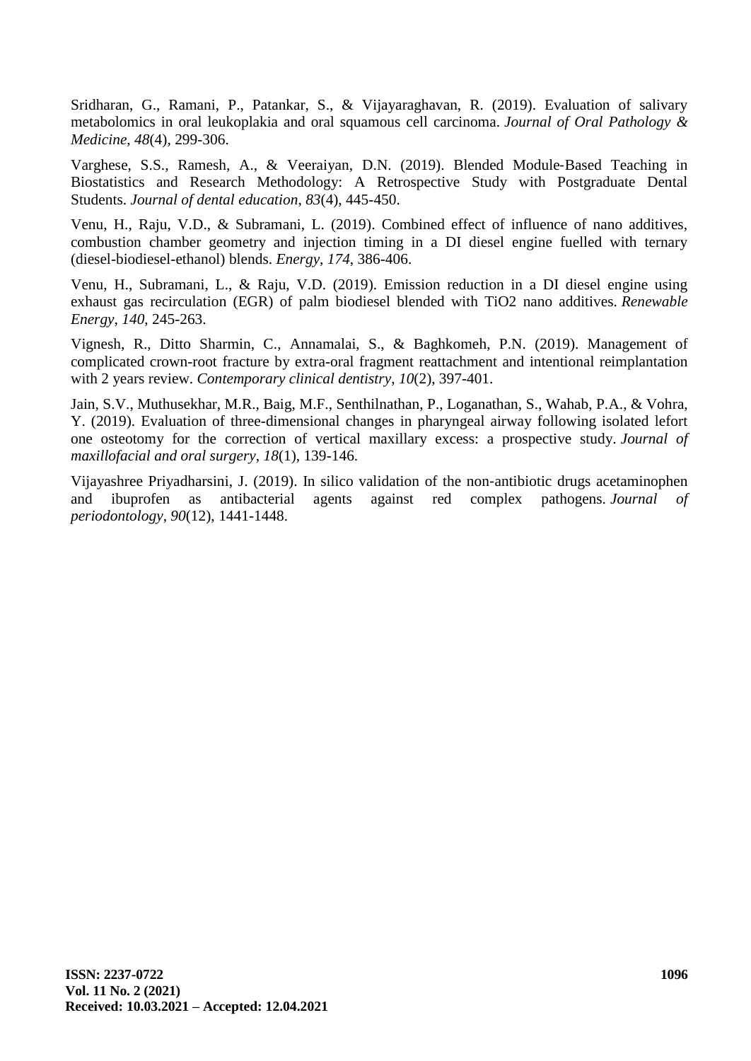Sridharan, G., Ramani, P., Patankar, S., & Vijayaraghavan, R. (2019). Evaluation of salivary metabolomics in oral leukoplakia and oral squamous cell carcinoma. *Journal of Oral Pathology & Medicine*, *48*(4), 299-306.

Varghese, S.S., Ramesh, A., & Veeraiyan, D.N. (2019). Blended Module‐Based Teaching in Biostatistics and Research Methodology: A Retrospective Study with Postgraduate Dental Students. *Journal of dental education*, *83*(4), 445-450.

Venu, H., Raju, V.D., & Subramani, L. (2019). Combined effect of influence of nano additives, combustion chamber geometry and injection timing in a DI diesel engine fuelled with ternary (diesel-biodiesel-ethanol) blends. *Energy*, *174*, 386-406.

Venu, H., Subramani, L., & Raju, V.D. (2019). Emission reduction in a DI diesel engine using exhaust gas recirculation (EGR) of palm biodiesel blended with TiO2 nano additives. *Renewable Energy*, *140*, 245-263.

Vignesh, R., Ditto Sharmin, C., Annamalai, S., & Baghkomeh, P.N. (2019). Management of complicated crown-root fracture by extra-oral fragment reattachment and intentional reimplantation with 2 years review. *Contemporary clinical dentistry*, *10*(2), 397-401.

Jain, S.V., Muthusekhar, M.R., Baig, M.F., Senthilnathan, P., Loganathan, S., Wahab, P.A., & Vohra, Y. (2019). Evaluation of three-dimensional changes in pharyngeal airway following isolated lefort one osteotomy for the correction of vertical maxillary excess: a prospective study. *Journal of maxillofacial and oral surgery*, *18*(1), 139-146.

Vijayashree Priyadharsini, J. (2019). In silico validation of the non‐antibiotic drugs acetaminophen and ibuprofen as antibacterial agents against red complex pathogens. *Journal of periodontology*, *90*(12), 1441-1448.